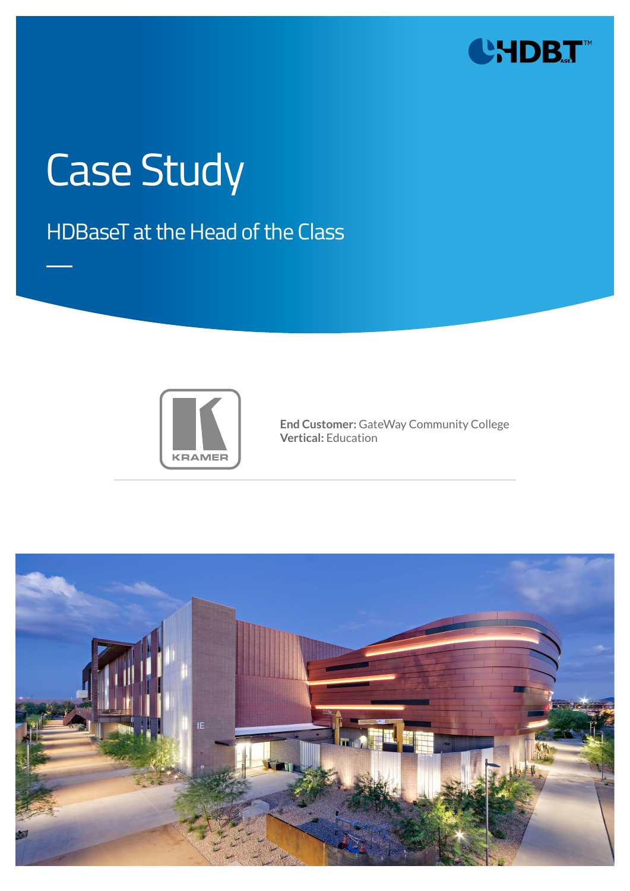# Case Study

## HDBaseT at the Head of the Class

**End Customer:** GateWay Community College
**Vertical:** Education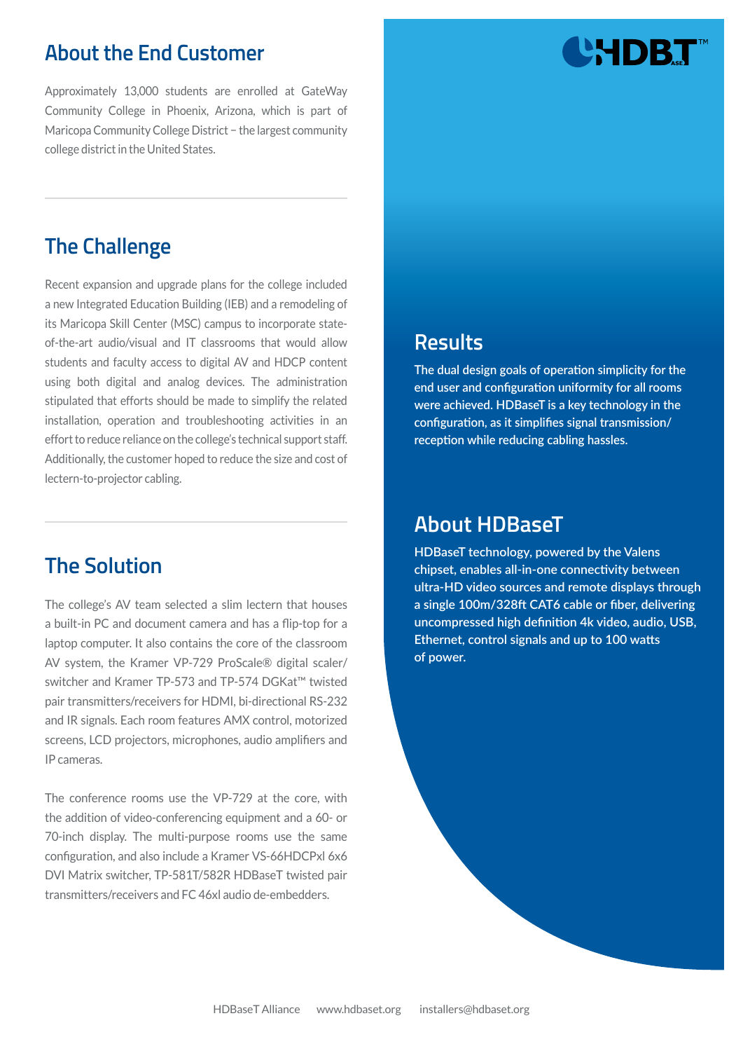## About the End Customer

Approximately 13,000 students are enrolled at GateWay Community College in Phoenix, Arizona, which is part of Maricopa Community College District – the largest community college district in the United States.

## The Challenge

Recent expansion and upgrade plans for the college included a new Integrated Education Building (IEB) and a remodeling of its Maricopa Skill Center (MSC) campus to incorporate state-of-the-art audio/visual and IT classrooms that would allow students and faculty access to digital AV and HDCP content using both digital and analog devices. The administration stipulated that efforts should be made to simplify the related installation, operation and troubleshooting activities in an effort to reduce reliance on the college's technical support staff. Additionally, the customer hoped to reduce the size and cost of lectern-to-projector cabling.

## The Solution

The college's AV team selected a slim lectern that houses a built-in PC and document camera and has a flip-top for a laptop computer. It also contains the core of the classroom AV system, the Kramer VP-729 ProScale® digital scaler/switcher and Kramer TP-573 and TP-574 DGKat™ twisted pair transmitters/receivers for HDMI, bi-directional RS-232 and IR signals. Each room features AMX control, motorized screens, LCD projectors, microphones, audio amplifiers and IP cameras.

The conference rooms use the VP-729 at the core, with the addition of video-conferencing equipment and a 60- or 70-inch display. The multi-purpose rooms use the same configuration, and also include a Kramer VS-66HDCPxl 6x6 DVI Matrix switcher, TP-581T/582R HDBaseT twisted pair transmitters/receivers and FC 46xl audio de-embedders.

## Results

The dual design goals of operation simplicity for the end user and configuration uniformity for all rooms were achieved. HDBaseT is a key technology in the configuration, as it simplifies signal transmission/reception while reducing cabling hassles.

## About HDBaseT

HDBaseT technology, powered by the Valens chipset, enables all-in-one connectivity between ultra-HD video sources and remote displays through a single 100m/328ft CAT6 cable or fiber, delivering uncompressed high definition 4k video, audio, USB, Ethernet, control signals and up to 100 watts of power.

HDBaseT Alliance www.hdbaset.org installers@hdbaset.org